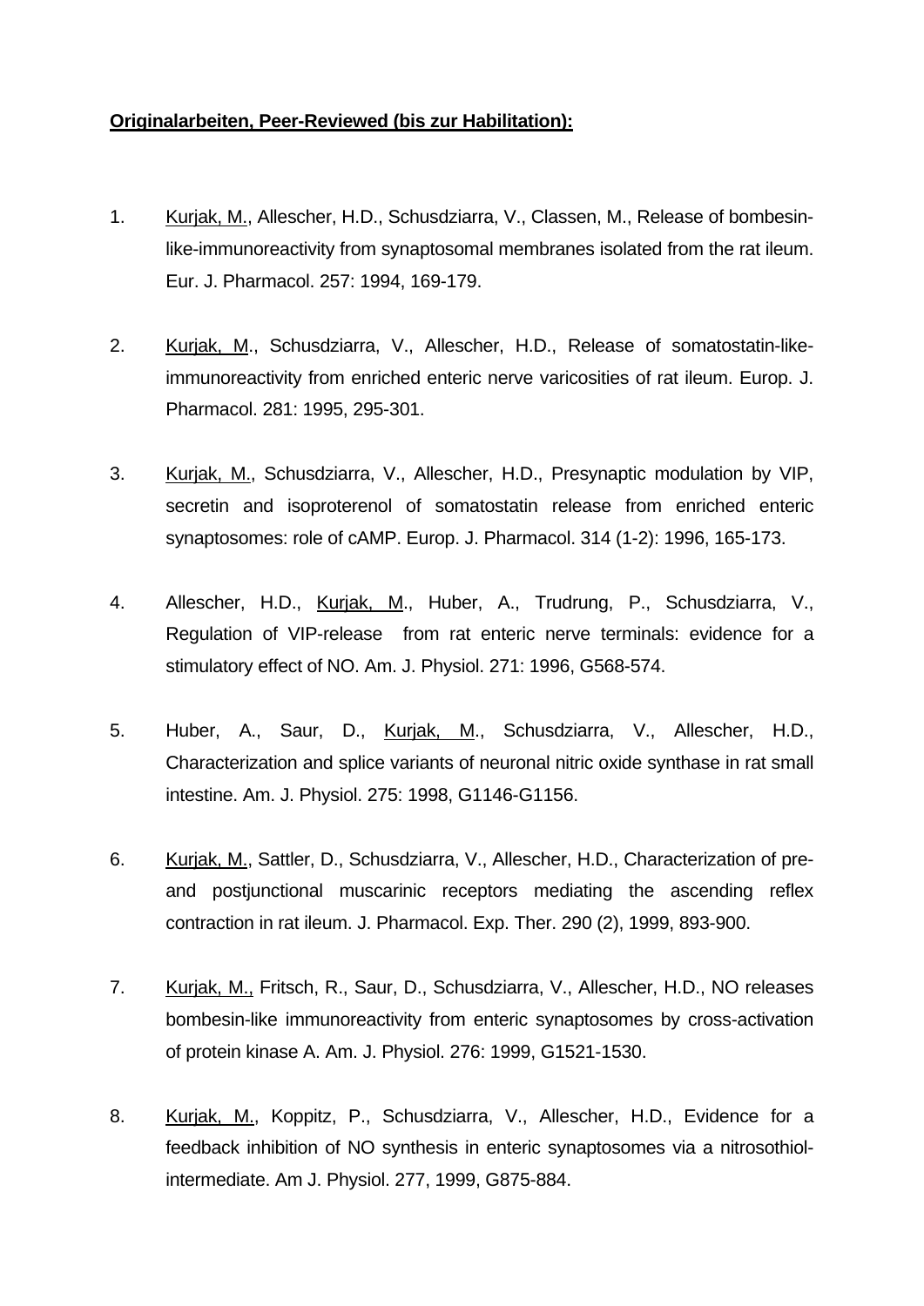**Originalarbeiten, Peer-Reviewed (bis zur Habilitation):**

1. Kurjak, M., Allescher, H.D., Schusdziarra, V., Classen, M., Release of bombesin-like-immunoreactivity from synaptosomal membranes isolated from the rat ileum. Eur. J. Pharmacol. 257: 1994, 169-179.

2. Kurjak, M., Schusdziarra, V., Allescher, H.D., Release of somatostatin-like-immunoreactivity from enriched enteric nerve varicosities of rat ileum. Europ. J. Pharmacol. 281: 1995, 295-301.

3. Kurjak, M., Schusdziarra, V., Allescher, H.D., Presynaptic modulation by VIP, secretin and isoproterenol of somatostatin release from enriched enteric synaptosomes: role of cAMP. Europ. J. Pharmacol. 314 (1-2): 1996, 165-173.

4. Allescher, H.D., Kurjak, M., Huber, A., Trudrung, P., Schusdziarra, V., Regulation of VIP-release from rat enteric nerve terminals: evidence for a stimulatory effect of NO. Am. J. Physiol. 271: 1996, G568-574.

5. Huber, A., Saur, D., Kurjak, M., Schusdziarra, V., Allescher, H.D., Characterization and splice variants of neuronal nitric oxide synthase in rat small intestine. Am. J. Physiol. 275: 1998, G1146-G1156.

6. Kurjak, M., Sattler, D., Schusdziarra, V., Allescher, H.D., Characterization of pre- and postjunctional muscarinic receptors mediating the ascending reflex contraction in rat ileum. J. Pharmacol. Exp. Ther. 290 (2), 1999, 893-900.

7. Kurjak, M., Fritsch, R., Saur, D., Schusdziarra, V., Allescher, H.D., NO releases bombesin-like immunoreactivity from enteric synaptosomes by cross-activation of protein kinase A. Am. J. Physiol. 276: 1999, G1521-1530.

8. Kurjak, M., Koppitz, P., Schusdziarra, V., Allescher, H.D., Evidence for a feedback inhibition of NO synthesis in enteric synaptosomes via a nitrosothiol-intermediate. Am J. Physiol. 277, 1999, G875-884.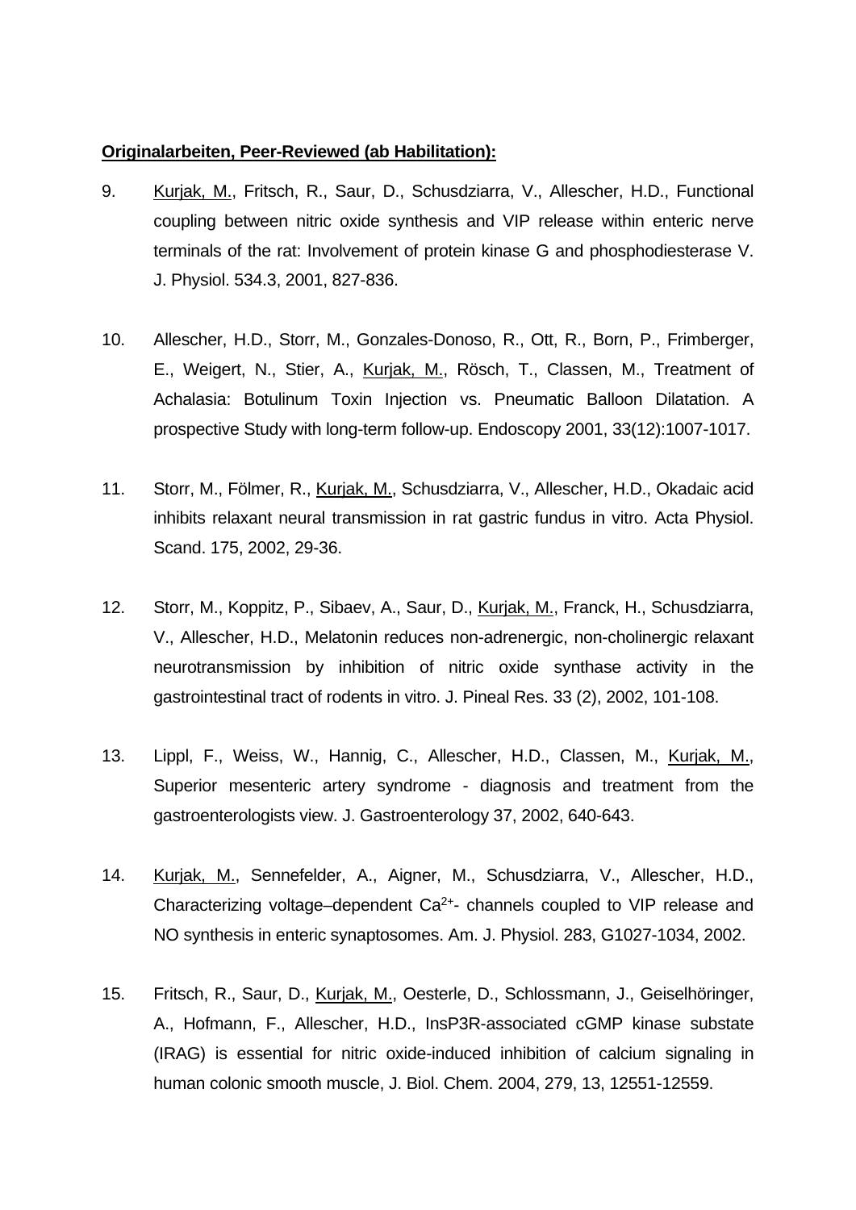**Originalarbeiten, Peer-Reviewed (ab Habilitation):**

9. Kurjak, M., Fritsch, R., Saur, D., Schusdziarra, V., Allescher, H.D., Functional coupling between nitric oxide synthesis and VIP release within enteric nerve terminals of the rat: Involvement of protein kinase G and phosphodiesterase V. J. Physiol. 534.3, 2001, 827-836.

10. Allescher, H.D., Storr, M., Gonzales-Donoso, R., Ott, R., Born, P., Frimberger, E., Weigert, N., Stier, A., Kurjak, M., Rösch, T., Classen, M., Treatment of Achalasia: Botulinum Toxin Injection vs. Pneumatic Balloon Dilatation. A prospective Study with long-term follow-up. Endoscopy 2001, 33(12):1007-1017.

11. Storr, M., Fölmer, R., Kurjak, M., Schusdziarra, V., Allescher, H.D., Okadaic acid inhibits relaxant neural transmission in rat gastric fundus in vitro. Acta Physiol. Scand. 175, 2002, 29-36.

12. Storr, M., Koppitz, P., Sibaev, A., Saur, D., Kurjak, M., Franck, H., Schusdziarra, V., Allescher, H.D., Melatonin reduces non-adrenergic, non-cholinergic relaxant neurotransmission by inhibition of nitric oxide synthase activity in the gastrointestinal tract of rodents in vitro. J. Pineal Res. 33 (2), 2002, 101-108.

13. Lippl, F., Weiss, W., Hannig, C., Allescher, H.D., Classen, M., Kurjak, M., Superior mesenteric artery syndrome - diagnosis and treatment from the gastroenterologists view. J. Gastroenterology 37, 2002, 640-643.

14. Kurjak, M., Sennefelder, A., Aigner, M., Schusdziarra, V., Allescher, H.D., Characterizing voltage–dependent $Ca^{2+}$- channels coupled to VIP release and NO synthesis in enteric synaptosomes. Am. J. Physiol. 283, G1027-1034, 2002.

15. Fritsch, R., Saur, D., Kurjak, M., Oesterle, D., Schlossmann, J., Geiselhöringer, A., Hofmann, F., Allescher, H.D., InsP3R-associated cGMP kinase substate (IRAG) is essential for nitric oxide-induced inhibition of calcium signaling in human colonic smooth muscle, J. Biol. Chem. 2004, 279, 13, 12551-12559.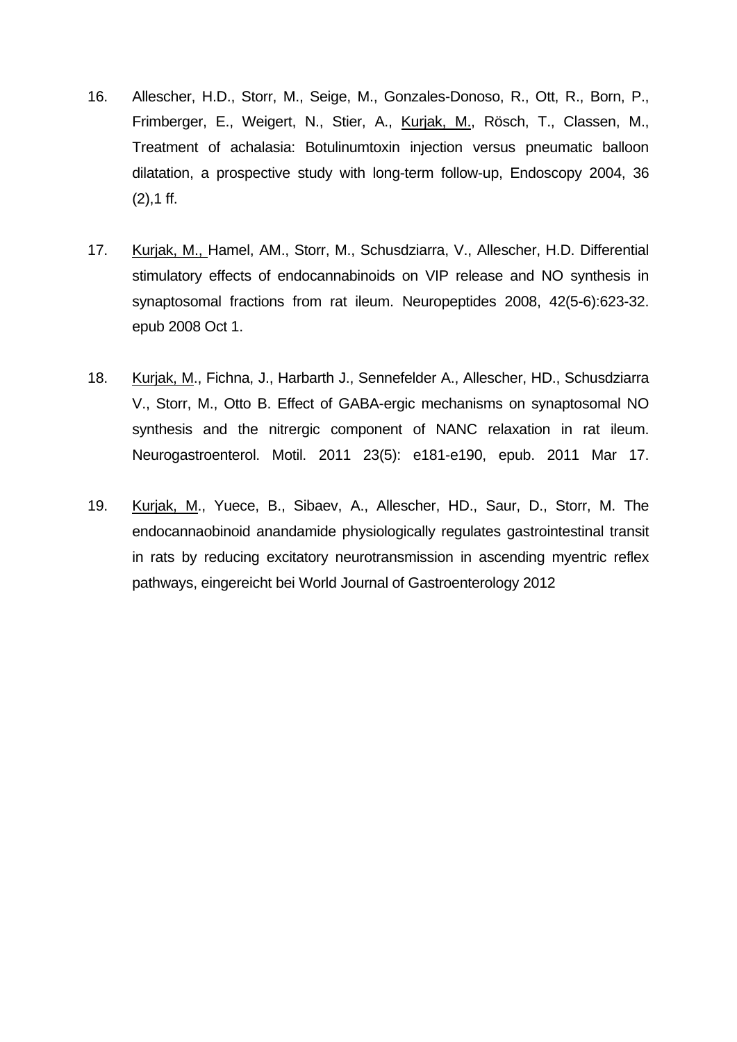16. Allescher, H.D., Storr, M., Seige, M., Gonzales-Donoso, R., Ott, R., Born, P., Frimberger, E., Weigert, N., Stier, A., Kurjak, M., Rösch, T., Classen, M., Treatment of achalasia: Botulinumtoxin injection versus pneumatic balloon dilatation, a prospective study with long-term follow-up, Endoscopy 2004, 36 (2),1 ff.

17. Kurjak, M., Hamel, AM., Storr, M., Schusdziarra, V., Allescher, H.D. Differential stimulatory effects of endocannabinoids on VIP release and NO synthesis in synaptosomal fractions from rat ileum. Neuropeptides 2008, 42(5-6):623-32. epub 2008 Oct 1.

18. Kurjak, M., Fichna, J., Harbarth J., Sennefelder A., Allescher, HD., Schusdziarra V., Storr, M., Otto B. Effect of GABA-ergic mechanisms on synaptosomal NO synthesis and the nitrergic component of NANC relaxation in rat ileum. Neurogastroenterol. Motil. 2011 23(5): e181-e190, epub. 2011 Mar 17.

19. Kurjak, M., Yuece, B., Sibaev, A., Allescher, HD., Saur, D., Storr, M. The endocannaobinoid anandamide physiologically regulates gastrointestinal transit in rats by reducing excitatory neurotransmission in ascending myentric reflex pathways, eingereicht bei World Journal of Gastroenterology 2012